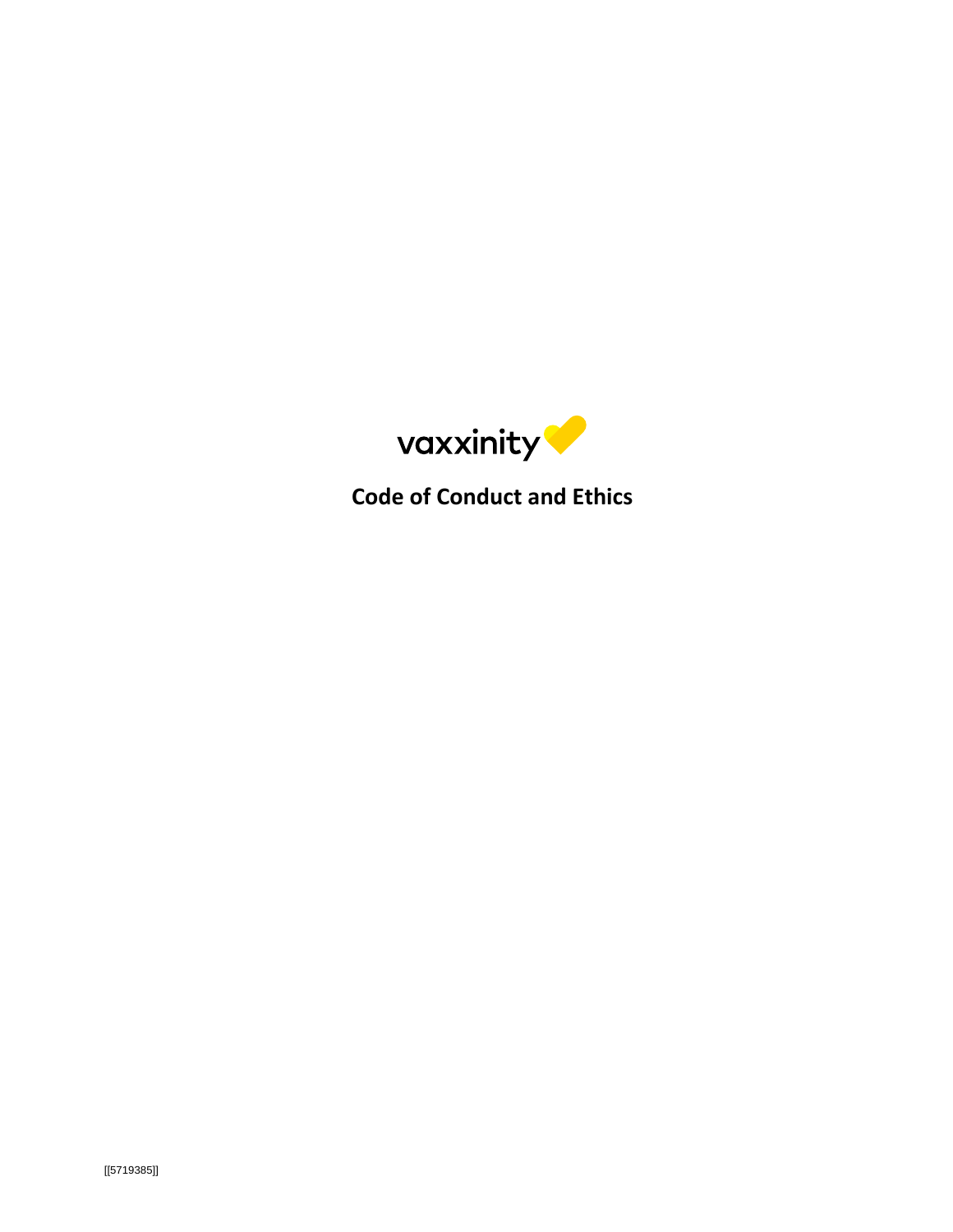vaxxinity

# Code of Conduct and Ethics

[[5719385]]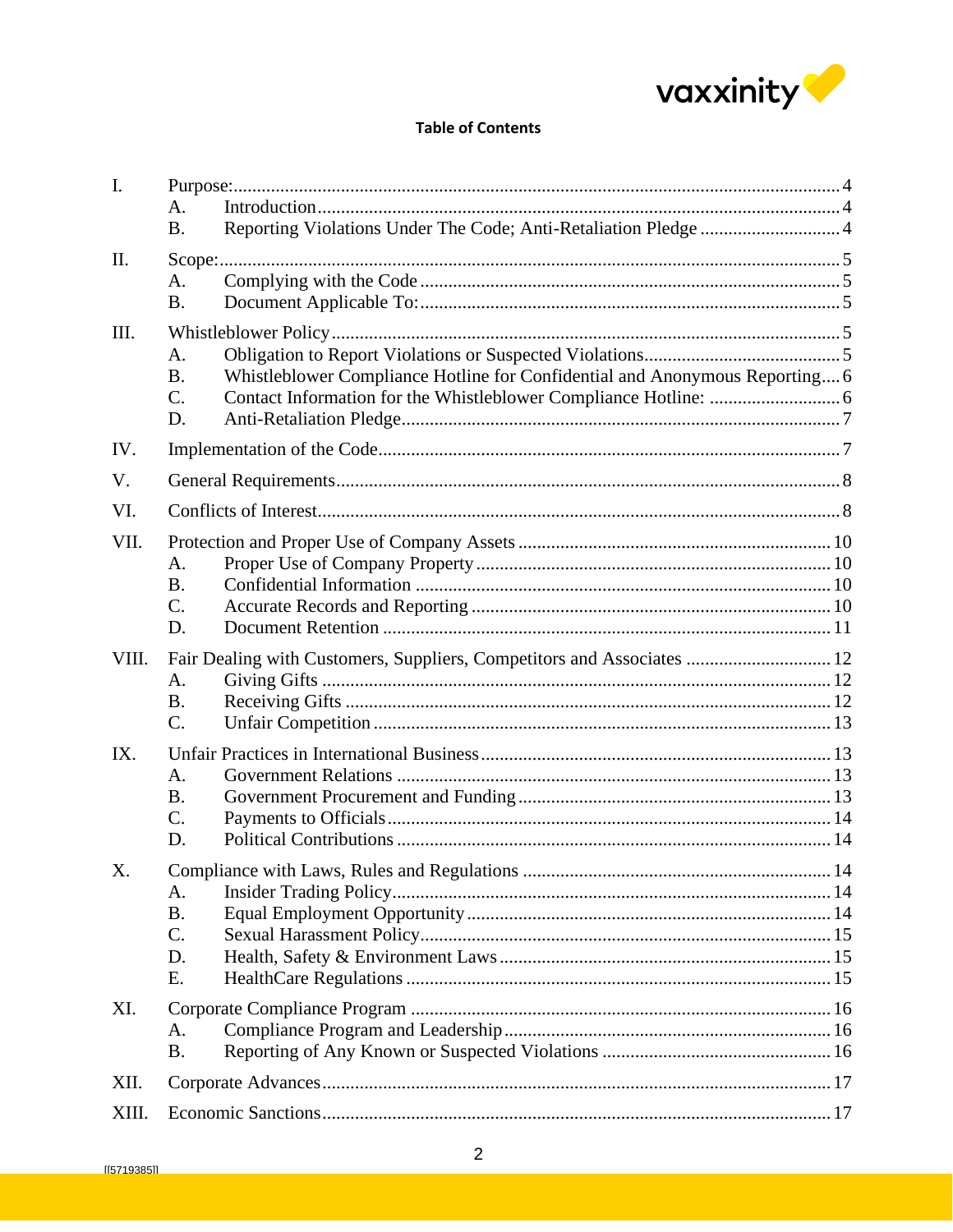**Table of Contents**

| | | |
|---|---|---|
| I. | Purpose: | 4 |
| | A. Introduction | 4 |
| | B. Reporting Violations Under The Code; Anti-Retaliation Pledge | 4 |
| II. | Scope: | 5 |
| | A. Complying with the Code | 5 |
| | B. Document Applicable To: | 5 |
| III. | Whistleblower Policy | 5 |
| | A. Obligation to Report Violations or Suspected Violations | 5 |
| | B. Whistleblower Compliance Hotline for Confidential and Anonymous Reporting | 6 |
| | C. Contact Information for the Whistleblower Compliance Hotline: | 6 |
| | D. Anti-Retaliation Pledge | 7 |
| IV. | Implementation of the Code | 7 |
| V. | General Requirements | 8 |
| VI. | Conflicts of Interest | 8 |
| VII. | Protection and Proper Use of Company Assets | 10 |
| | A. Proper Use of Company Property | 10 |
| | B. Confidential Information | 10 |
| | C. Accurate Records and Reporting | 10 |
| | D. Document Retention | 11 |
| VIII. | Fair Dealing with Customers, Suppliers, Competitors and Associates | 12 |
| | A. Giving Gifts | 12 |
| | B. Receiving Gifts | 12 |
| | C. Unfair Competition | 13 |
| IX. | Unfair Practices in International Business | 13 |
| | A. Government Relations | 13 |
| | B. Government Procurement and Funding | 13 |
| | C. Payments to Officials | 14 |
| | D. Political Contributions | 14 |
| X. | Compliance with Laws, Rules and Regulations | 14 |
| | A. Insider Trading Policy | 14 |
| | B. Equal Employment Opportunity | 14 |
| | C. Sexual Harassment Policy | 15 |
| | D. Health, Safety & Environment Laws | 15 |
| | E. HealthCare Regulations | 15 |
| XI. | Corporate Compliance Program | 16 |
| | A. Compliance Program and Leadership | 16 |
| | B. Reporting of Any Known or Suspected Violations | 16 |
| XII. | Corporate Advances | 17 |
| XIII. | Economic Sanctions | 17 |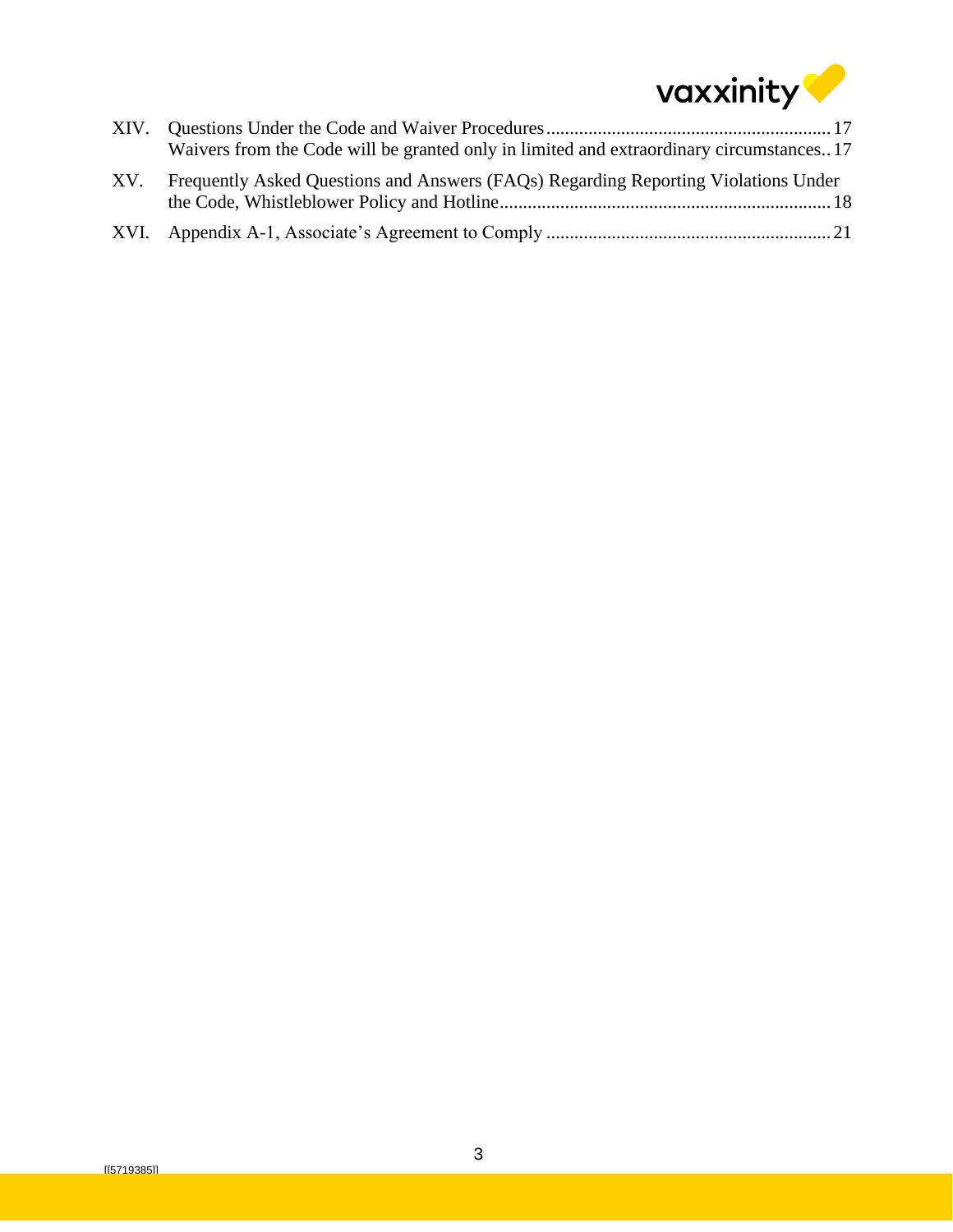XIV. Questions Under the Code and Waiver Procedures .......... 17
Waivers from the Code will be granted only in limited and extraordinary circumstances .......... 17

XV. Frequently Asked Questions and Answers (FAQs) Regarding Reporting Violations Under the Code, Whistleblower Policy and Hotline .......... 18

XVI. Appendix A-1, Associate's Agreement to Comply .......... 21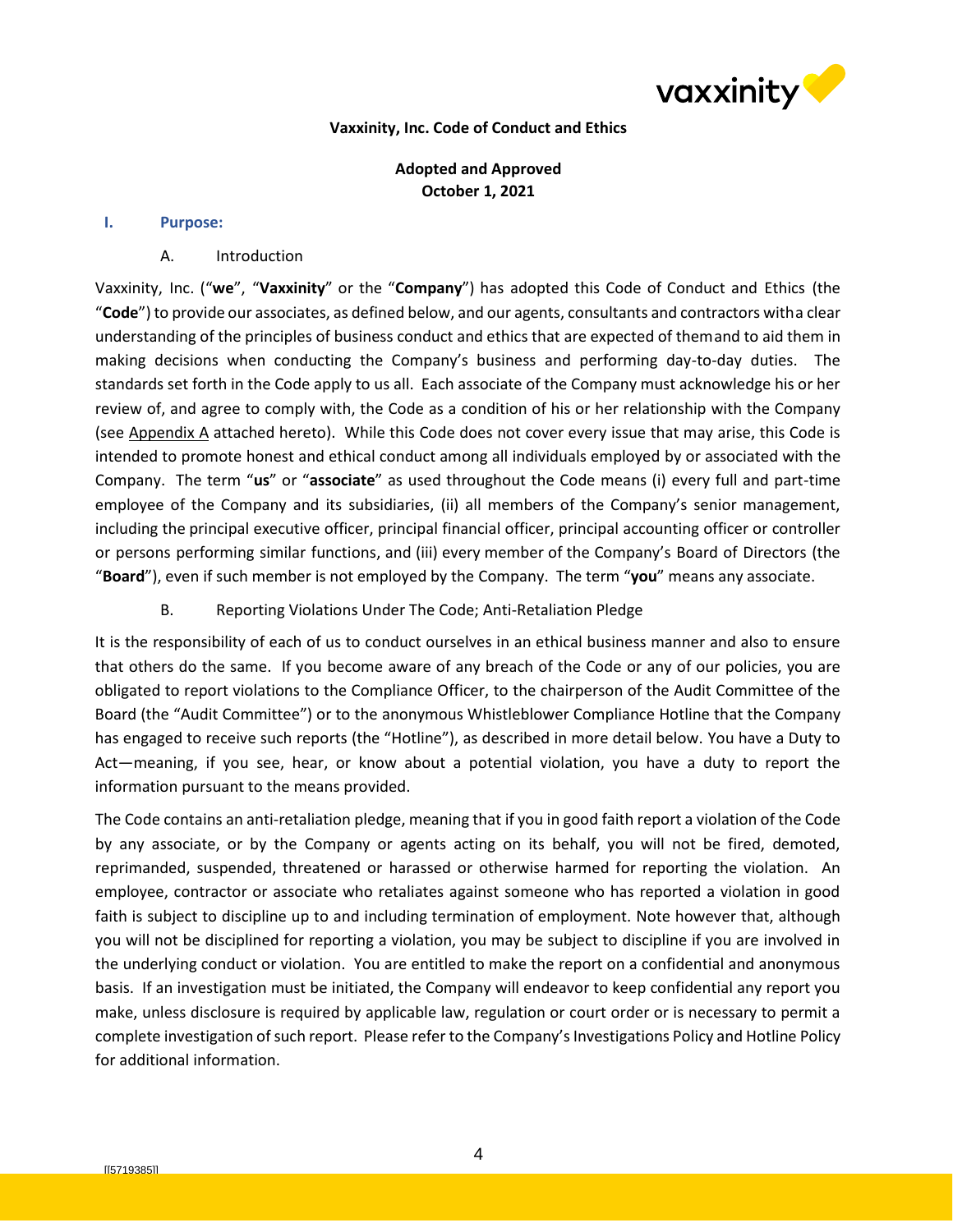**Vaxxinity, Inc. Code of Conduct and Ethics**

**Adopted and Approved**
**October 1, 2021**

## I. Purpose:

### A. Introduction

Vaxxinity, Inc. ("**we**", "**Vaxxinity**" or the "**Company**") has adopted this Code of Conduct and Ethics (the "**Code**") to provide our associates, as defined below, and our agents, consultants and contractors with a clear understanding of the principles of business conduct and ethics that are expected of them and to aid them in making decisions when conducting the Company's business and performing day-to-day duties. The standards set forth in the Code apply to us all. Each associate of the Company must acknowledge his or her review of, and agree to comply with, the Code as a condition of his or her relationship with the Company (see Appendix A attached hereto). While this Code does not cover every issue that may arise, this Code is intended to promote honest and ethical conduct among all individuals employed by or associated with the Company. The term "**us**" or "**associate**" as used throughout the Code means (i) every full and part-time employee of the Company and its subsidiaries, (ii) all members of the Company's senior management, including the principal executive officer, principal financial officer, principal accounting officer or controller or persons performing similar functions, and (iii) every member of the Company's Board of Directors (the "**Board**"), even if such member is not employed by the Company. The term "**you**" means any associate.

### B. Reporting Violations Under The Code; Anti-Retaliation Pledge

It is the responsibility of each of us to conduct ourselves in an ethical business manner and also to ensure that others do the same. If you become aware of any breach of the Code or any of our policies, you are obligated to report violations to the Compliance Officer, to the chairperson of the Audit Committee of the Board (the "Audit Committee") or to the anonymous Whistleblower Compliance Hotline that the Company has engaged to receive such reports (the "Hotline"), as described in more detail below. You have a Duty to Act—meaning, if you see, hear, or know about a potential violation, you have a duty to report the information pursuant to the means provided.

The Code contains an anti-retaliation pledge, meaning that if you in good faith report a violation of the Code by any associate, or by the Company or agents acting on its behalf, you will not be fired, demoted, reprimanded, suspended, threatened or harassed or otherwise harmed for reporting the violation. An employee, contractor or associate who retaliates against someone who has reported a violation in good faith is subject to discipline up to and including termination of employment. Note however that, although you will not be disciplined for reporting a violation, you may be subject to discipline if you are involved in the underlying conduct or violation. You are entitled to make the report on a confidential and anonymous basis. If an investigation must be initiated, the Company will endeavor to keep confidential any report you make, unless disclosure is required by applicable law, regulation or court order or is necessary to permit a complete investigation of such report. Please refer to the Company's Investigations Policy and Hotline Policy for additional information.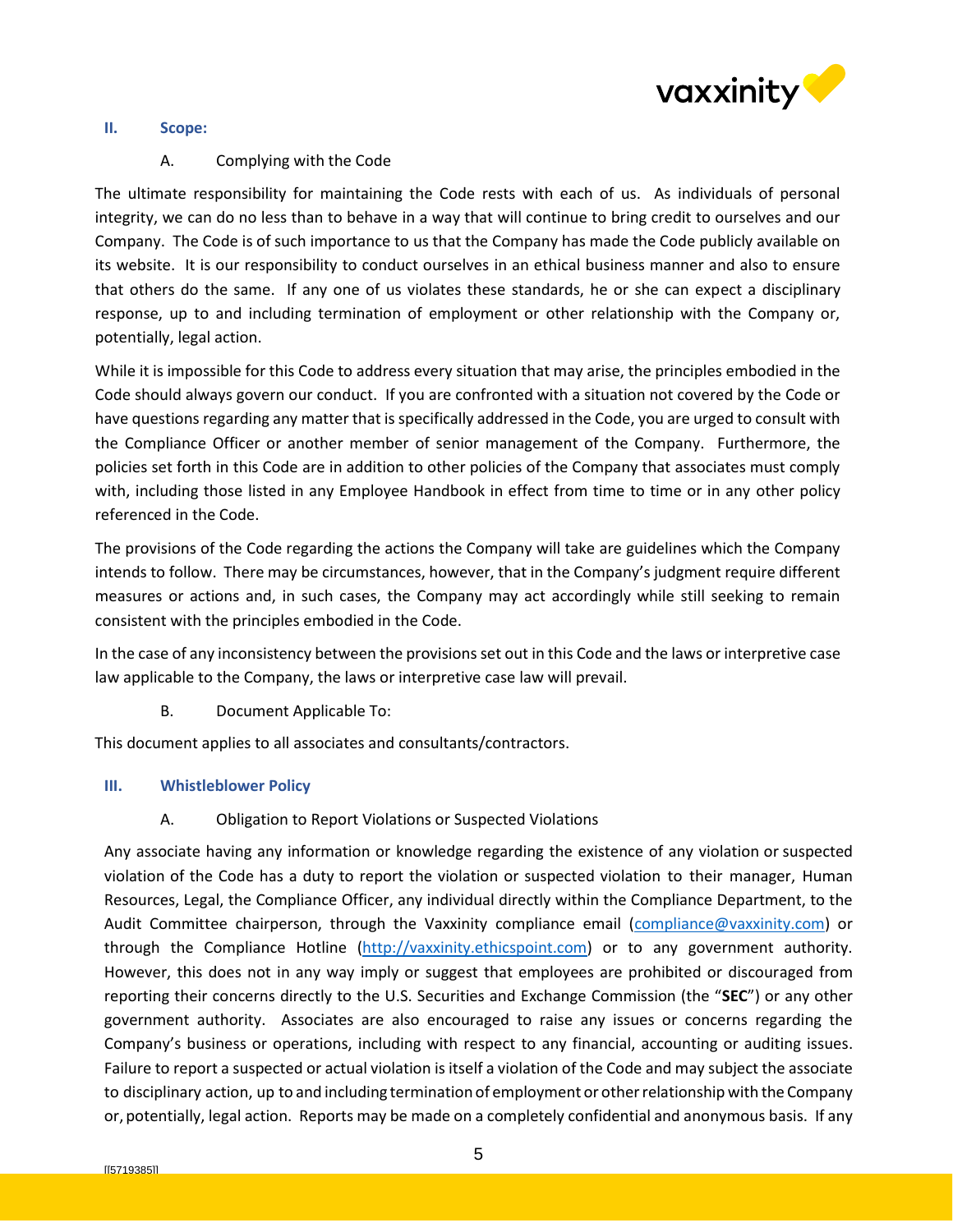## II. Scope:

### A. Complying with the Code

The ultimate responsibility for maintaining the Code rests with each of us. As individuals of personal integrity, we can do no less than to behave in a way that will continue to bring credit to ourselves and our Company. The Code is of such importance to us that the Company has made the Code publicly available on its website. It is our responsibility to conduct ourselves in an ethical business manner and also to ensure that others do the same. If any one of us violates these standards, he or she can expect a disciplinary response, up to and including termination of employment or other relationship with the Company or, potentially, legal action.

While it is impossible for this Code to address every situation that may arise, the principles embodied in the Code should always govern our conduct. If you are confronted with a situation not covered by the Code or have questions regarding any matter that is specifically addressed in the Code, you are urged to consult with the Compliance Officer or another member of senior management of the Company. Furthermore, the policies set forth in this Code are in addition to other policies of the Company that associates must comply with, including those listed in any Employee Handbook in effect from time to time or in any other policy referenced in the Code.

The provisions of the Code regarding the actions the Company will take are guidelines which the Company intends to follow. There may be circumstances, however, that in the Company's judgment require different measures or actions and, in such cases, the Company may act accordingly while still seeking to remain consistent with the principles embodied in the Code.

In the case of any inconsistency between the provisions set out in this Code and the laws or interpretive case law applicable to the Company, the laws or interpretive case law will prevail.

### B. Document Applicable To:

This document applies to all associates and consultants/contractors.

## III. Whistleblower Policy

### A. Obligation to Report Violations or Suspected Violations

Any associate having any information or knowledge regarding the existence of any violation or suspected violation of the Code has a duty to report the violation or suspected violation to their manager, Human Resources, Legal, the Compliance Officer, any individual directly within the Compliance Department, to the Audit Committee chairperson, through the Vaxxinity compliance email (compliance@vaxxinity.com) or through the Compliance Hotline (http://vaxxinity.ethicspoint.com) or to any government authority. However, this does not in any way imply or suggest that employees are prohibited or discouraged from reporting their concerns directly to the U.S. Securities and Exchange Commission (the "**SEC**") or any other government authority. Associates are also encouraged to raise any issues or concerns regarding the Company's business or operations, including with respect to any financial, accounting or auditing issues. Failure to report a suspected or actual violation is itself a violation of the Code and may subject the associate to disciplinary action, up to and including termination of employment or other relationship with the Company or, potentially, legal action. Reports may be made on a completely confidential and anonymous basis. If any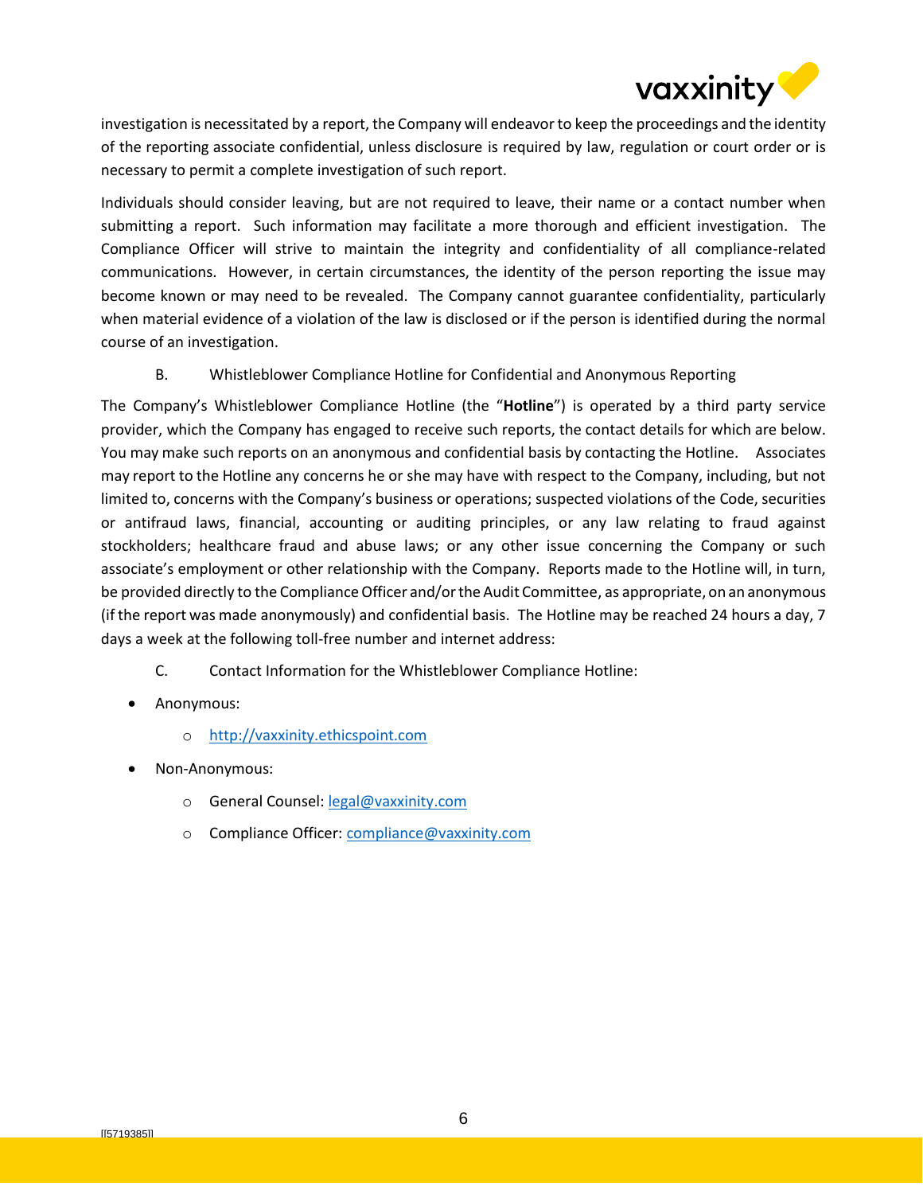investigation is necessitated by a report, the Company will endeavor to keep the proceedings and the identity of the reporting associate confidential, unless disclosure is required by law, regulation or court order or is necessary to permit a complete investigation of such report.

Individuals should consider leaving, but are not required to leave, their name or a contact number when submitting a report. Such information may facilitate a more thorough and efficient investigation. The Compliance Officer will strive to maintain the integrity and confidentiality of all compliance-related communications. However, in certain circumstances, the identity of the person reporting the issue may become known or may need to be revealed. The Company cannot guarantee confidentiality, particularly when material evidence of a violation of the law is disclosed or if the person is identified during the normal course of an investigation.

B. Whistleblower Compliance Hotline for Confidential and Anonymous Reporting

The Company's Whistleblower Compliance Hotline (the "**Hotline**") is operated by a third party service provider, which the Company has engaged to receive such reports, the contact details for which are below. You may make such reports on an anonymous and confidential basis by contacting the Hotline. Associates may report to the Hotline any concerns he or she may have with respect to the Company, including, but not limited to, concerns with the Company's business or operations; suspected violations of the Code, securities or antifraud laws, financial, accounting or auditing principles, or any law relating to fraud against stockholders; healthcare fraud and abuse laws; or any other issue concerning the Company or such associate's employment or other relationship with the Company. Reports made to the Hotline will, in turn, be provided directly to the Compliance Officer and/or the Audit Committee, as appropriate, on an anonymous (if the report was made anonymously) and confidential basis. The Hotline may be reached 24 hours a day, 7 days a week at the following toll-free number and internet address:

C. Contact Information for the Whistleblower Compliance Hotline:

- Anonymous:
  - http://vaxxinity.ethicspoint.com
- Non-Anonymous:
  - General Counsel: legal@vaxxinity.com
  - Compliance Officer: compliance@vaxxinity.com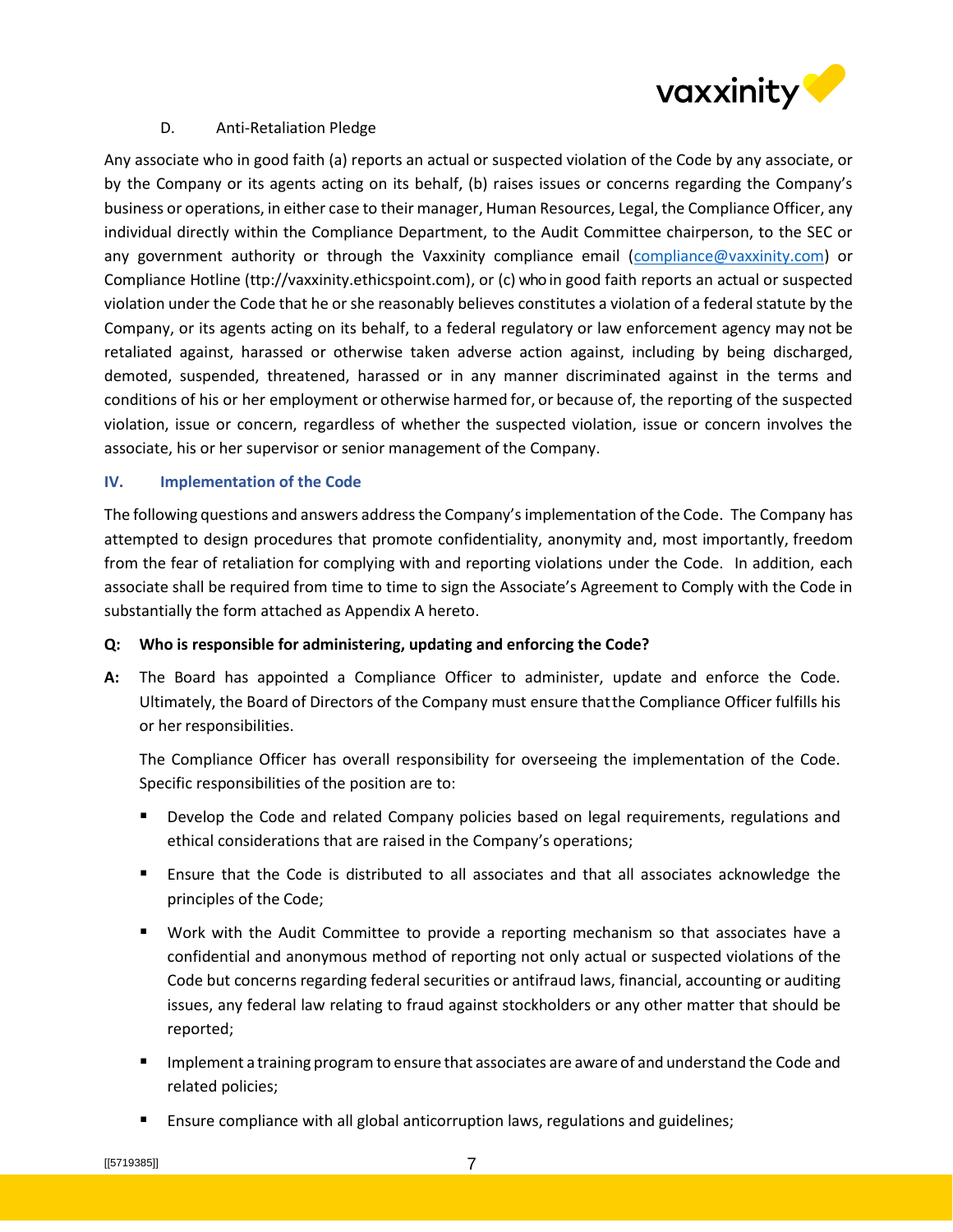D. Anti-Retaliation Pledge

Any associate who in good faith (a) reports an actual or suspected violation of the Code by any associate, or by the Company or its agents acting on its behalf, (b) raises issues or concerns regarding the Company's business or operations, in either case to their manager, Human Resources, Legal, the Compliance Officer, any individual directly within the Compliance Department, to the Audit Committee chairperson, to the SEC or any government authority or through the Vaxxinity compliance email (compliance@vaxxinity.com) or Compliance Hotline (ttp://vaxxinity.ethicspoint.com), or (c) who in good faith reports an actual or suspected violation under the Code that he or she reasonably believes constitutes a violation of a federal statute by the Company, or its agents acting on its behalf, to a federal regulatory or law enforcement agency may not be retaliated against, harassed or otherwise taken adverse action against, including by being discharged, demoted, suspended, threatened, harassed or in any manner discriminated against in the terms and conditions of his or her employment or otherwise harmed for, or because of, the reporting of the suspected violation, issue or concern, regardless of whether the suspected violation, issue or concern involves the associate, his or her supervisor or senior management of the Company.

## IV. Implementation of the Code

The following questions and answers address the Company's implementation of the Code. The Company has attempted to design procedures that promote confidentiality, anonymity and, most importantly, freedom from the fear of retaliation for complying with and reporting violations under the Code. In addition, each associate shall be required from time to time to sign the Associate's Agreement to Comply with the Code in substantially the form attached as Appendix A hereto.

**Q: Who is responsible for administering, updating and enforcing the Code?**

**A:** The Board has appointed a Compliance Officer to administer, update and enforce the Code. Ultimately, the Board of Directors of the Company must ensure that the Compliance Officer fulfills his or her responsibilities.

The Compliance Officer has overall responsibility for overseeing the implementation of the Code. Specific responsibilities of the position are to:

- Develop the Code and related Company policies based on legal requirements, regulations and ethical considerations that are raised in the Company's operations;
- Ensure that the Code is distributed to all associates and that all associates acknowledge the principles of the Code;
- Work with the Audit Committee to provide a reporting mechanism so that associates have a confidential and anonymous method of reporting not only actual or suspected violations of the Code but concerns regarding federal securities or antifraud laws, financial, accounting or auditing issues, any federal law relating to fraud against stockholders or any other matter that should be reported;
- Implement a training program to ensure that associates are aware of and understand the Code and related policies;
- Ensure compliance with all global anticorruption laws, regulations and guidelines;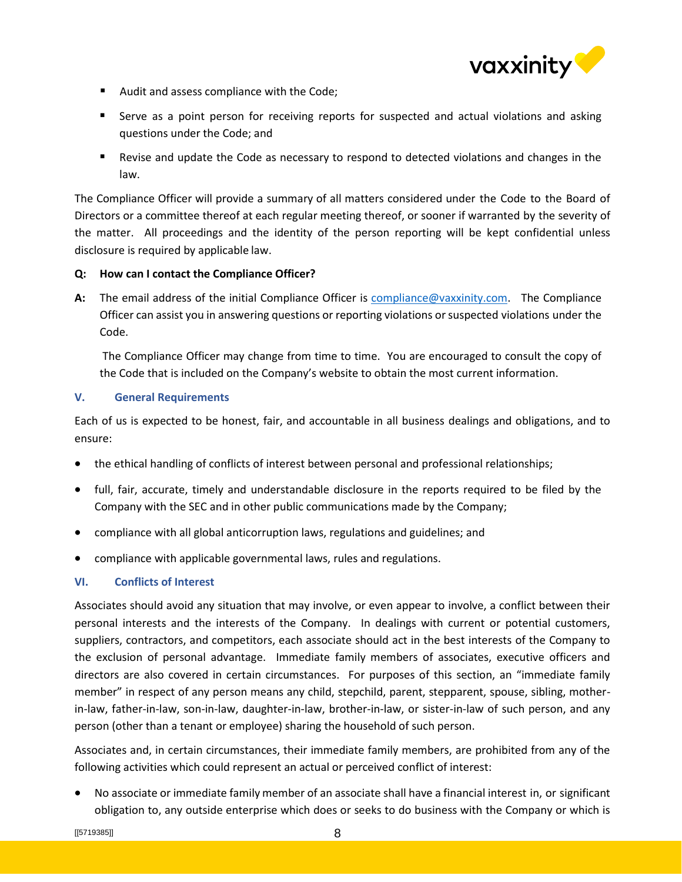- Audit and assess compliance with the Code;
- Serve as a point person for receiving reports for suspected and actual violations and asking questions under the Code; and
- Revise and update the Code as necessary to respond to detected violations and changes in the law.

The Compliance Officer will provide a summary of all matters considered under the Code to the Board of Directors or a committee thereof at each regular meeting thereof, or sooner if warranted by the severity of the matter. All proceedings and the identity of the person reporting will be kept confidential unless disclosure is required by applicable law.

**Q: How can I contact the Compliance Officer?**

**A:** The email address of the initial Compliance Officer is compliance@vaxxinity.com. The Compliance Officer can assist you in answering questions or reporting violations or suspected violations under the Code.

The Compliance Officer may change from time to time. You are encouraged to consult the copy of the Code that is included on the Company's website to obtain the most current information.

## V. General Requirements

Each of us is expected to be honest, fair, and accountable in all business dealings and obligations, and to ensure:

- the ethical handling of conflicts of interest between personal and professional relationships;
- full, fair, accurate, timely and understandable disclosure in the reports required to be filed by the Company with the SEC and in other public communications made by the Company;
- compliance with all global anticorruption laws, regulations and guidelines; and
- compliance with applicable governmental laws, rules and regulations.

## VI. Conflicts of Interest

Associates should avoid any situation that may involve, or even appear to involve, a conflict between their personal interests and the interests of the Company. In dealings with current or potential customers, suppliers, contractors, and competitors, each associate should act in the best interests of the Company to the exclusion of personal advantage. Immediate family members of associates, executive officers and directors are also covered in certain circumstances. For purposes of this section, an "immediate family member" in respect of any person means any child, stepchild, parent, stepparent, spouse, sibling, mother-in-law, father-in-law, son-in-law, daughter-in-law, brother-in-law, or sister-in-law of such person, and any person (other than a tenant or employee) sharing the household of such person.

Associates and, in certain circumstances, their immediate family members, are prohibited from any of the following activities which could represent an actual or perceived conflict of interest:

- No associate or immediate family member of an associate shall have a financial interest in, or significant obligation to, any outside enterprise which does or seeks to do business with the Company or which is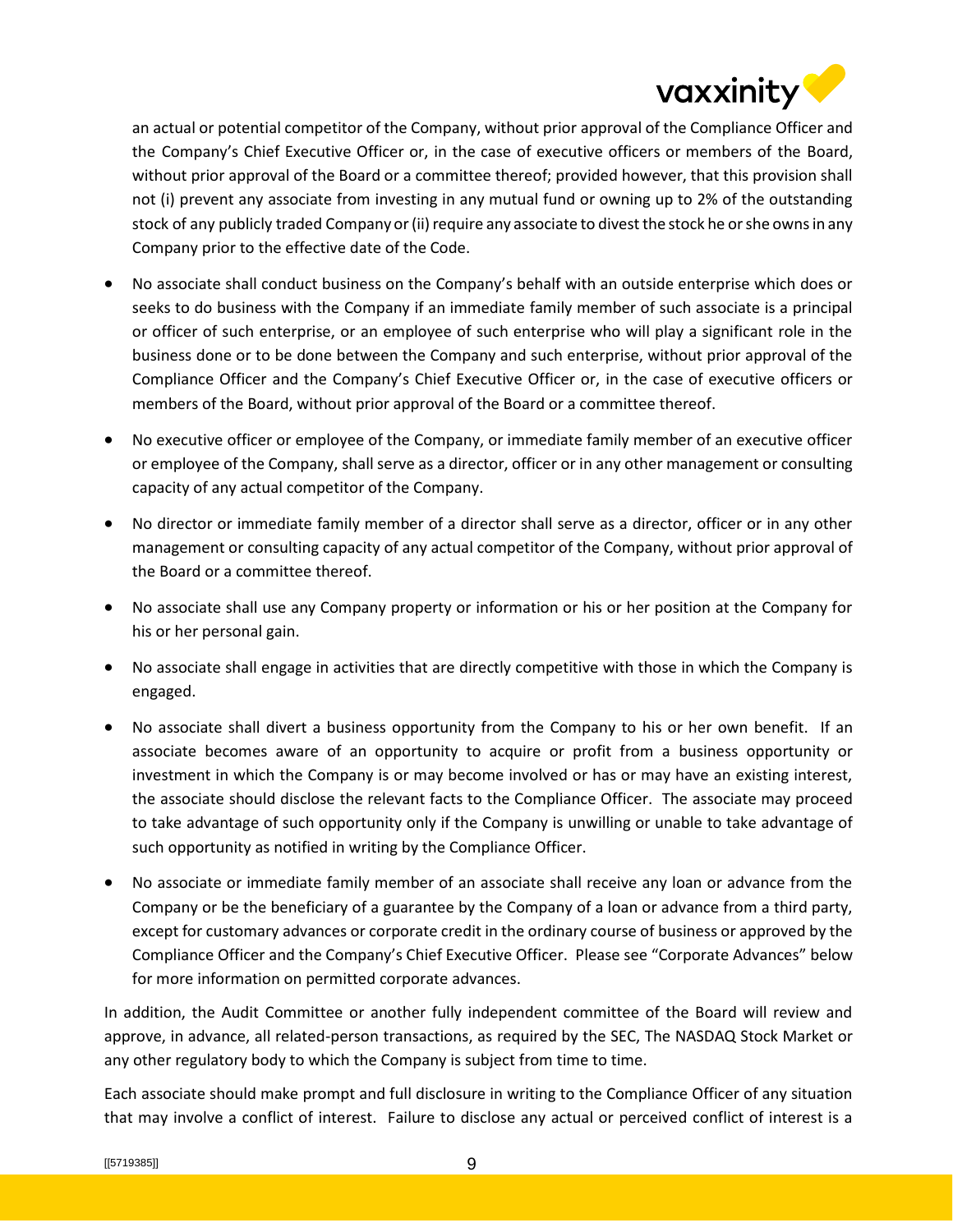an actual or potential competitor of the Company, without prior approval of the Compliance Officer and the Company's Chief Executive Officer or, in the case of executive officers or members of the Board, without prior approval of the Board or a committee thereof; provided however, that this provision shall not (i) prevent any associate from investing in any mutual fund or owning up to 2% of the outstanding stock of any publicly traded Company or (ii) require any associate to divest the stock he or she owns in any Company prior to the effective date of the Code.

- No associate shall conduct business on the Company's behalf with an outside enterprise which does or seeks to do business with the Company if an immediate family member of such associate is a principal or officer of such enterprise, or an employee of such enterprise who will play a significant role in the business done or to be done between the Company and such enterprise, without prior approval of the Compliance Officer and the Company's Chief Executive Officer or, in the case of executive officers or members of the Board, without prior approval of the Board or a committee thereof.
- No executive officer or employee of the Company, or immediate family member of an executive officer or employee of the Company, shall serve as a director, officer or in any other management or consulting capacity of any actual competitor of the Company.
- No director or immediate family member of a director shall serve as a director, officer or in any other management or consulting capacity of any actual competitor of the Company, without prior approval of the Board or a committee thereof.
- No associate shall use any Company property or information or his or her position at the Company for his or her personal gain.
- No associate shall engage in activities that are directly competitive with those in which the Company is engaged.
- No associate shall divert a business opportunity from the Company to his or her own benefit. If an associate becomes aware of an opportunity to acquire or profit from a business opportunity or investment in which the Company is or may become involved or has or may have an existing interest, the associate should disclose the relevant facts to the Compliance Officer. The associate may proceed to take advantage of such opportunity only if the Company is unwilling or unable to take advantage of such opportunity as notified in writing by the Compliance Officer.
- No associate or immediate family member of an associate shall receive any loan or advance from the Company or be the beneficiary of a guarantee by the Company of a loan or advance from a third party, except for customary advances or corporate credit in the ordinary course of business or approved by the Compliance Officer and the Company's Chief Executive Officer. Please see "Corporate Advances" below for more information on permitted corporate advances.

In addition, the Audit Committee or another fully independent committee of the Board will review and approve, in advance, all related-person transactions, as required by the SEC, The NASDAQ Stock Market or any other regulatory body to which the Company is subject from time to time.

Each associate should make prompt and full disclosure in writing to the Compliance Officer of any situation that may involve a conflict of interest. Failure to disclose any actual or perceived conflict of interest is a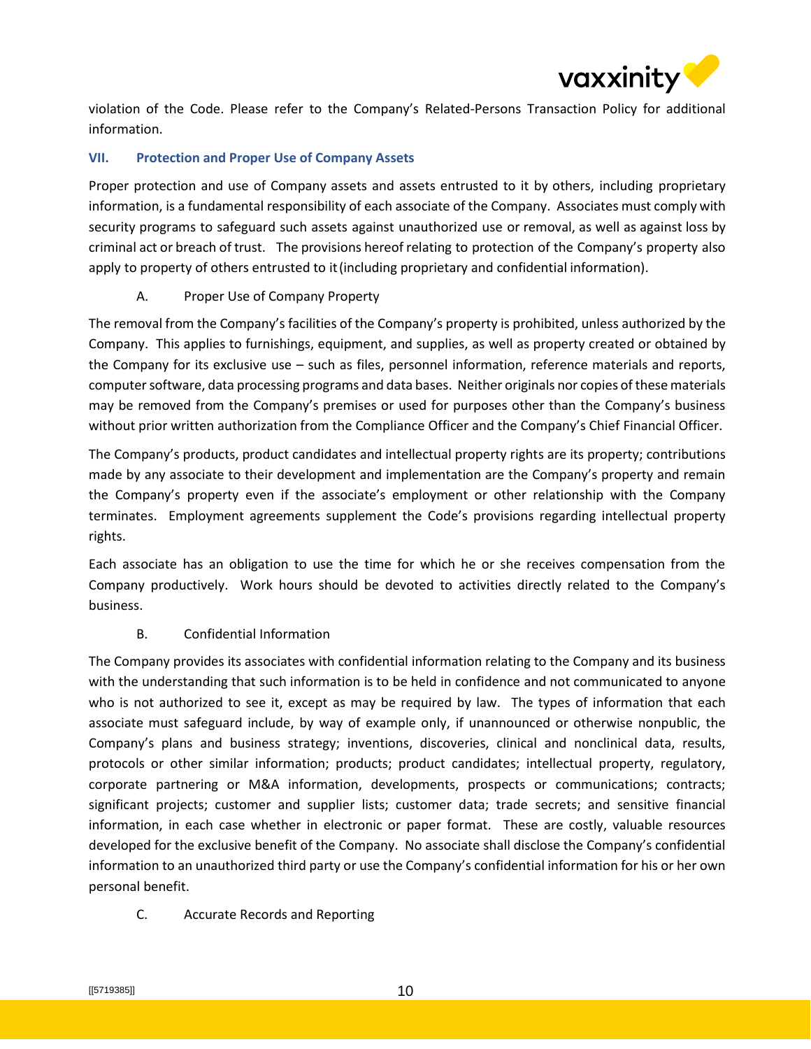violation of the Code. Please refer to the Company's Related-Persons Transaction Policy for additional information.

## VII. Protection and Proper Use of Company Assets

Proper protection and use of Company assets and assets entrusted to it by others, including proprietary information, is a fundamental responsibility of each associate of the Company. Associates must comply with security programs to safeguard such assets against unauthorized use or removal, as well as against loss by criminal act or breach of trust. The provisions hereof relating to protection of the Company's property also apply to property of others entrusted to it (including proprietary and confidential information).

### A. Proper Use of Company Property

The removal from the Company's facilities of the Company's property is prohibited, unless authorized by the Company. This applies to furnishings, equipment, and supplies, as well as property created or obtained by the Company for its exclusive use – such as files, personnel information, reference materials and reports, computer software, data processing programs and data bases. Neither originals nor copies of these materials may be removed from the Company's premises or used for purposes other than the Company's business without prior written authorization from the Compliance Officer and the Company's Chief Financial Officer.

The Company's products, product candidates and intellectual property rights are its property; contributions made by any associate to their development and implementation are the Company's property and remain the Company's property even if the associate's employment or other relationship with the Company terminates. Employment agreements supplement the Code's provisions regarding intellectual property rights.

Each associate has an obligation to use the time for which he or she receives compensation from the Company productively. Work hours should be devoted to activities directly related to the Company's business.

### B. Confidential Information

The Company provides its associates with confidential information relating to the Company and its business with the understanding that such information is to be held in confidence and not communicated to anyone who is not authorized to see it, except as may be required by law. The types of information that each associate must safeguard include, by way of example only, if unannounced or otherwise nonpublic, the Company's plans and business strategy; inventions, discoveries, clinical and nonclinical data, results, protocols or other similar information; products; product candidates; intellectual property, regulatory, corporate partnering or M&A information, developments, prospects or communications; contracts; significant projects; customer and supplier lists; customer data; trade secrets; and sensitive financial information, in each case whether in electronic or paper format. These are costly, valuable resources developed for the exclusive benefit of the Company. No associate shall disclose the Company's confidential information to an unauthorized third party or use the Company's confidential information for his or her own personal benefit.

### C. Accurate Records and Reporting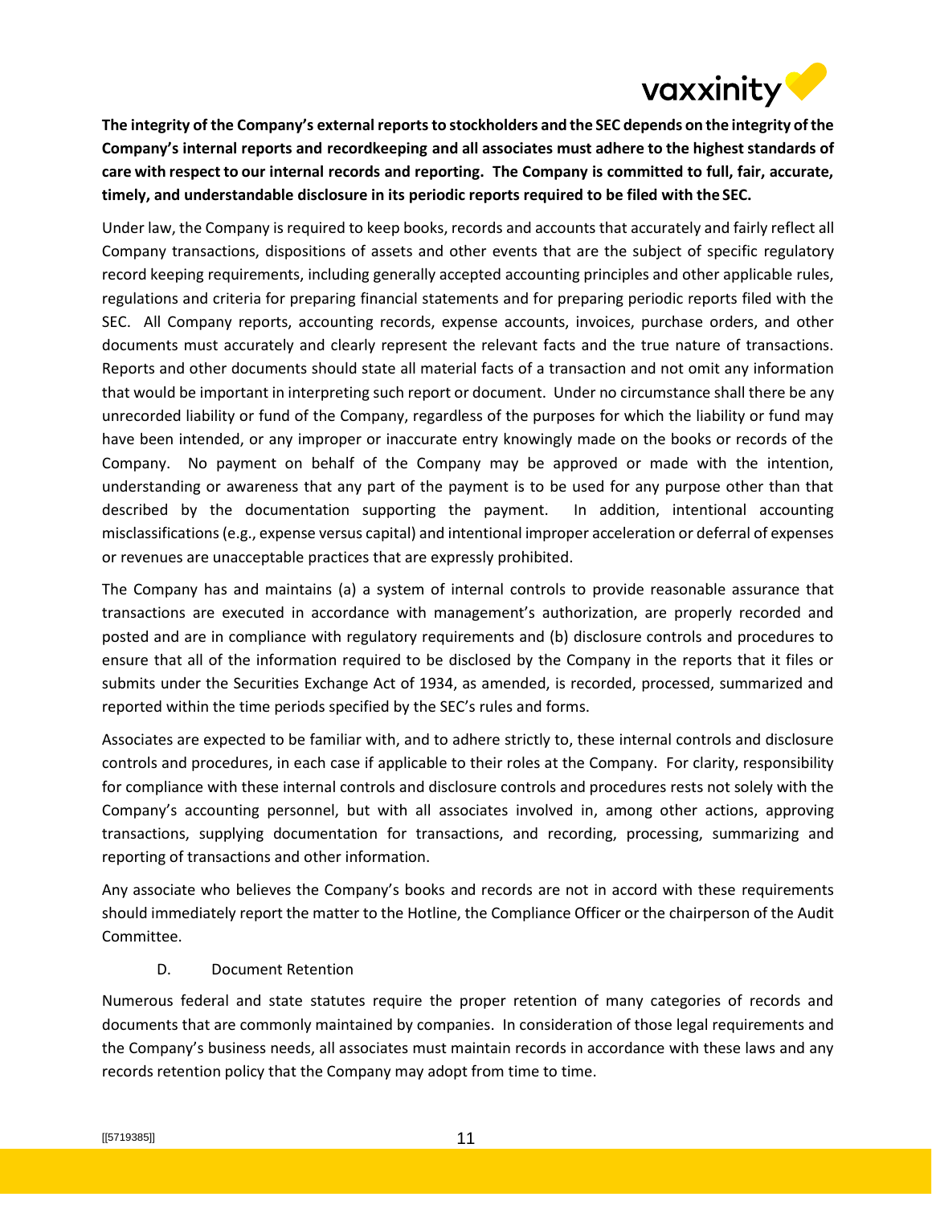**The integrity of the Company's external reports to stockholders and the SEC depends on the integrity of the Company's internal reports and recordkeeping and all associates must adhere to the highest standards of care with respect to our internal records and reporting. The Company is committed to full, fair, accurate, timely, and understandable disclosure in its periodic reports required to be filed with the SEC.**

Under law, the Company is required to keep books, records and accounts that accurately and fairly reflect all Company transactions, dispositions of assets and other events that are the subject of specific regulatory record keeping requirements, including generally accepted accounting principles and other applicable rules, regulations and criteria for preparing financial statements and for preparing periodic reports filed with the SEC. All Company reports, accounting records, expense accounts, invoices, purchase orders, and other documents must accurately and clearly represent the relevant facts and the true nature of transactions. Reports and other documents should state all material facts of a transaction and not omit any information that would be important in interpreting such report or document. Under no circumstance shall there be any unrecorded liability or fund of the Company, regardless of the purposes for which the liability or fund may have been intended, or any improper or inaccurate entry knowingly made on the books or records of the Company. No payment on behalf of the Company may be approved or made with the intention, understanding or awareness that any part of the payment is to be used for any purpose other than that described by the documentation supporting the payment. In addition, intentional accounting misclassifications (e.g., expense versus capital) and intentional improper acceleration or deferral of expenses or revenues are unacceptable practices that are expressly prohibited.

The Company has and maintains (a) a system of internal controls to provide reasonable assurance that transactions are executed in accordance with management's authorization, are properly recorded and posted and are in compliance with regulatory requirements and (b) disclosure controls and procedures to ensure that all of the information required to be disclosed by the Company in the reports that it files or submits under the Securities Exchange Act of 1934, as amended, is recorded, processed, summarized and reported within the time periods specified by the SEC's rules and forms.

Associates are expected to be familiar with, and to adhere strictly to, these internal controls and disclosure controls and procedures, in each case if applicable to their roles at the Company. For clarity, responsibility for compliance with these internal controls and disclosure controls and procedures rests not solely with the Company's accounting personnel, but with all associates involved in, among other actions, approving transactions, supplying documentation for transactions, and recording, processing, summarizing and reporting of transactions and other information.

Any associate who believes the Company's books and records are not in accord with these requirements should immediately report the matter to the Hotline, the Compliance Officer or the chairperson of the Audit Committee.

### D. Document Retention

Numerous federal and state statutes require the proper retention of many categories of records and documents that are commonly maintained by companies. In consideration of those legal requirements and the Company's business needs, all associates must maintain records in accordance with these laws and any records retention policy that the Company may adopt from time to time.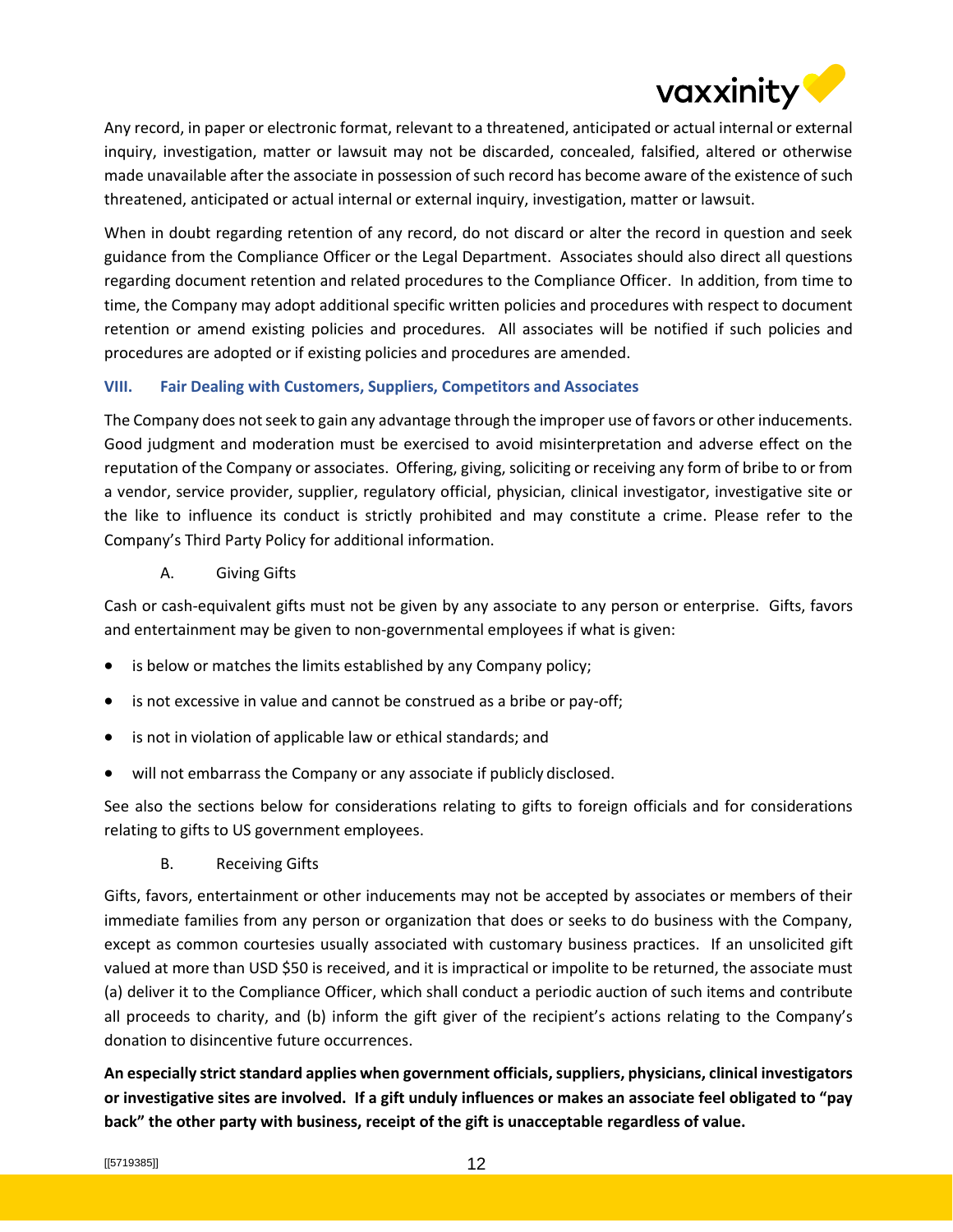Any record, in paper or electronic format, relevant to a threatened, anticipated or actual internal or external inquiry, investigation, matter or lawsuit may not be discarded, concealed, falsified, altered or otherwise made unavailable after the associate in possession of such record has become aware of the existence of such threatened, anticipated or actual internal or external inquiry, investigation, matter or lawsuit.

When in doubt regarding retention of any record, do not discard or alter the record in question and seek guidance from the Compliance Officer or the Legal Department. Associates should also direct all questions regarding document retention and related procedures to the Compliance Officer. In addition, from time to time, the Company may adopt additional specific written policies and procedures with respect to document retention or amend existing policies and procedures. All associates will be notified if such policies and procedures are adopted or if existing policies and procedures are amended.

## VIII. Fair Dealing with Customers, Suppliers, Competitors and Associates

The Company does not seek to gain any advantage through the improper use of favors or other inducements. Good judgment and moderation must be exercised to avoid misinterpretation and adverse effect on the reputation of the Company or associates. Offering, giving, soliciting or receiving any form of bribe to or from a vendor, service provider, supplier, regulatory official, physician, clinical investigator, investigative site or the like to influence its conduct is strictly prohibited and may constitute a crime. Please refer to the Company's Third Party Policy for additional information.

### A. Giving Gifts

Cash or cash-equivalent gifts must not be given by any associate to any person or enterprise. Gifts, favors and entertainment may be given to non-governmental employees if what is given:

- is below or matches the limits established by any Company policy;
- is not excessive in value and cannot be construed as a bribe or pay-off;
- is not in violation of applicable law or ethical standards; and
- will not embarrass the Company or any associate if publicly disclosed.

See also the sections below for considerations relating to gifts to foreign officials and for considerations relating to gifts to US government employees.

### B. Receiving Gifts

Gifts, favors, entertainment or other inducements may not be accepted by associates or members of their immediate families from any person or organization that does or seeks to do business with the Company, except as common courtesies usually associated with customary business practices. If an unsolicited gift valued at more than USD $50 is received, and it is impractical or impolite to be returned, the associate must (a) deliver it to the Compliance Officer, which shall conduct a periodic auction of such items and contribute all proceeds to charity, and (b) inform the gift giver of the recipient's actions relating to the Company's donation to disincentive future occurrences.

**An especially strict standard applies when government officials, suppliers, physicians, clinical investigators or investigative sites are involved. If a gift unduly influences or makes an associate feel obligated to "pay back" the other party with business, receipt of the gift is unacceptable regardless of value.**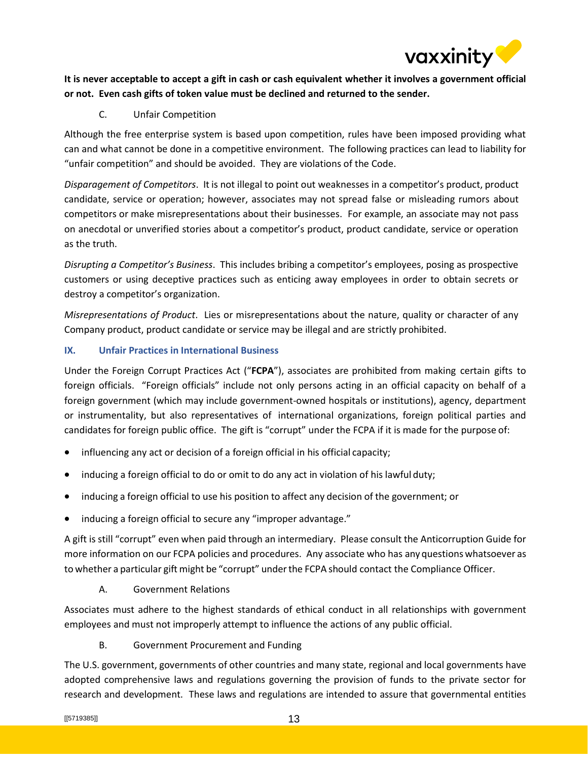**It is never acceptable to accept a gift in cash or cash equivalent whether it involves a government official or not. Even cash gifts of token value must be declined and returned to the sender.**

C. Unfair Competition

Although the free enterprise system is based upon competition, rules have been imposed providing what can and what cannot be done in a competitive environment. The following practices can lead to liability for "unfair competition" and should be avoided. They are violations of the Code.

*Disparagement of Competitors*. It is not illegal to point out weaknesses in a competitor's product, product candidate, service or operation; however, associates may not spread false or misleading rumors about competitors or make misrepresentations about their businesses. For example, an associate may not pass on anecdotal or unverified stories about a competitor's product, product candidate, service or operation as the truth.

*Disrupting a Competitor's Business*. This includes bribing a competitor's employees, posing as prospective customers or using deceptive practices such as enticing away employees in order to obtain secrets or destroy a competitor's organization.

*Misrepresentations of Product*. Lies or misrepresentations about the nature, quality or character of any Company product, product candidate or service may be illegal and are strictly prohibited.

## IX. Unfair Practices in International Business

Under the Foreign Corrupt Practices Act ("**FCPA**"), associates are prohibited from making certain gifts to foreign officials. "Foreign officials" include not only persons acting in an official capacity on behalf of a foreign government (which may include government-owned hospitals or institutions), agency, department or instrumentality, but also representatives of international organizations, foreign political parties and candidates for foreign public office. The gift is "corrupt" under the FCPA if it is made for the purpose of:

- influencing any act or decision of a foreign official in his official capacity;
- inducing a foreign official to do or omit to do any act in violation of his lawful duty;
- inducing a foreign official to use his position to affect any decision of the government; or
- inducing a foreign official to secure any "improper advantage."

A gift is still "corrupt" even when paid through an intermediary. Please consult the Anticorruption Guide for more information on our FCPA policies and procedures. Any associate who has any questions whatsoever as to whether a particular gift might be "corrupt" under the FCPA should contact the Compliance Officer.

A. Government Relations

Associates must adhere to the highest standards of ethical conduct in all relationships with government employees and must not improperly attempt to influence the actions of any public official.

B. Government Procurement and Funding

The U.S. government, governments of other countries and many state, regional and local governments have adopted comprehensive laws and regulations governing the provision of funds to the private sector for research and development. These laws and regulations are intended to assure that governmental entities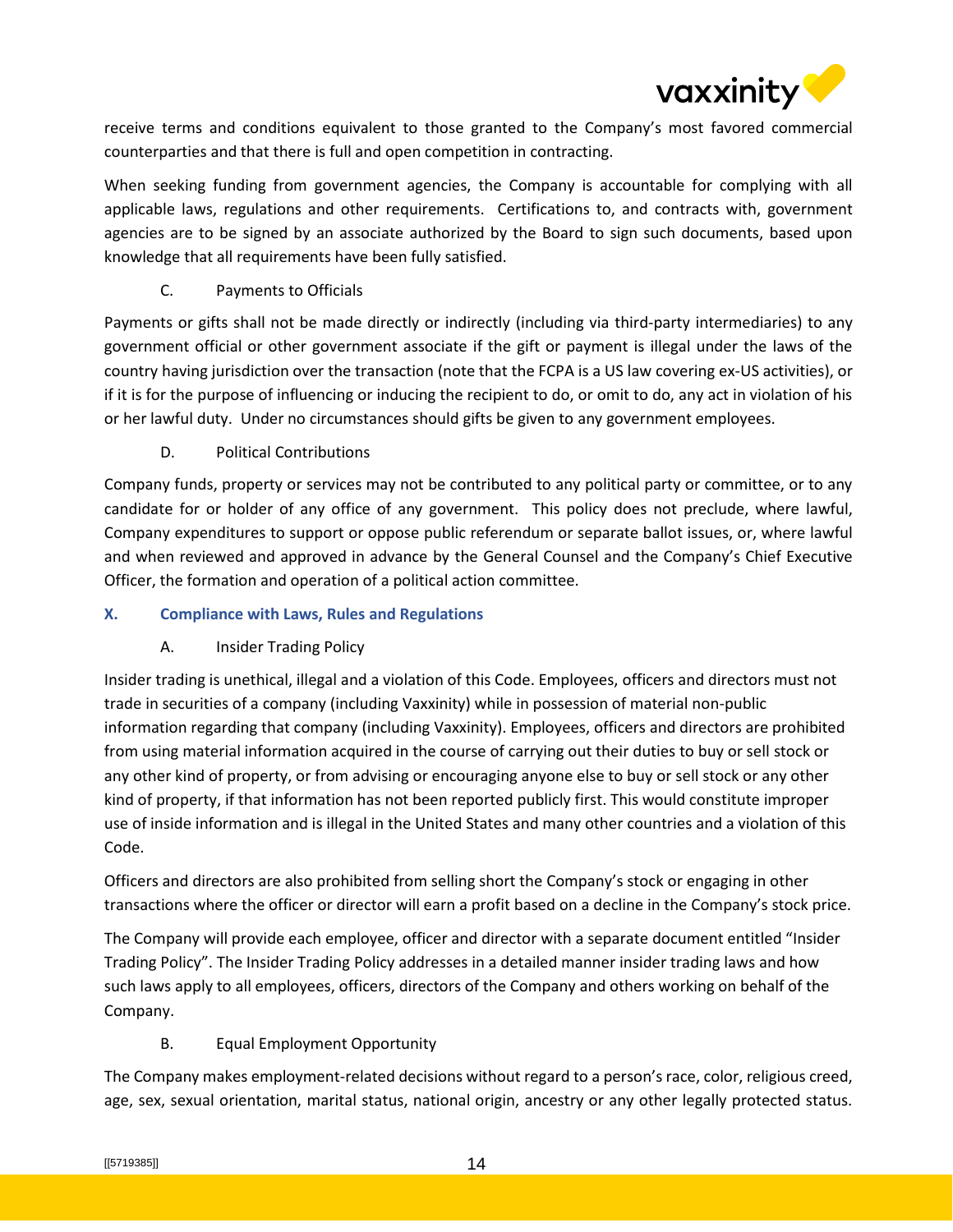receive terms and conditions equivalent to those granted to the Company's most favored commercial counterparties and that there is full and open competition in contracting.

When seeking funding from government agencies, the Company is accountable for complying with all applicable laws, regulations and other requirements. Certifications to, and contracts with, government agencies are to be signed by an associate authorized by the Board to sign such documents, based upon knowledge that all requirements have been fully satisfied.

C. Payments to Officials

Payments or gifts shall not be made directly or indirectly (including via third-party intermediaries) to any government official or other government associate if the gift or payment is illegal under the laws of the country having jurisdiction over the transaction (note that the FCPA is a US law covering ex-US activities), or if it is for the purpose of influencing or inducing the recipient to do, or omit to do, any act in violation of his or her lawful duty. Under no circumstances should gifts be given to any government employees.

D. Political Contributions

Company funds, property or services may not be contributed to any political party or committee, or to any candidate for or holder of any office of any government. This policy does not preclude, where lawful, Company expenditures to support or oppose public referendum or separate ballot issues, or, where lawful and when reviewed and approved in advance by the General Counsel and the Company's Chief Executive Officer, the formation and operation of a political action committee.

## X. Compliance with Laws, Rules and Regulations

A. Insider Trading Policy

Insider trading is unethical, illegal and a violation of this Code. Employees, officers and directors must not trade in securities of a company (including Vaxxinity) while in possession of material non-public information regarding that company (including Vaxxinity). Employees, officers and directors are prohibited from using material information acquired in the course of carrying out their duties to buy or sell stock or any other kind of property, or from advising or encouraging anyone else to buy or sell stock or any other kind of property, if that information has not been reported publicly first. This would constitute improper use of inside information and is illegal in the United States and many other countries and a violation of this Code.

Officers and directors are also prohibited from selling short the Company's stock or engaging in other transactions where the officer or director will earn a profit based on a decline in the Company's stock price.

The Company will provide each employee, officer and director with a separate document entitled "Insider Trading Policy". The Insider Trading Policy addresses in a detailed manner insider trading laws and how such laws apply to all employees, officers, directors of the Company and others working on behalf of the Company.

B. Equal Employment Opportunity

The Company makes employment-related decisions without regard to a person's race, color, religious creed, age, sex, sexual orientation, marital status, national origin, ancestry or any other legally protected status.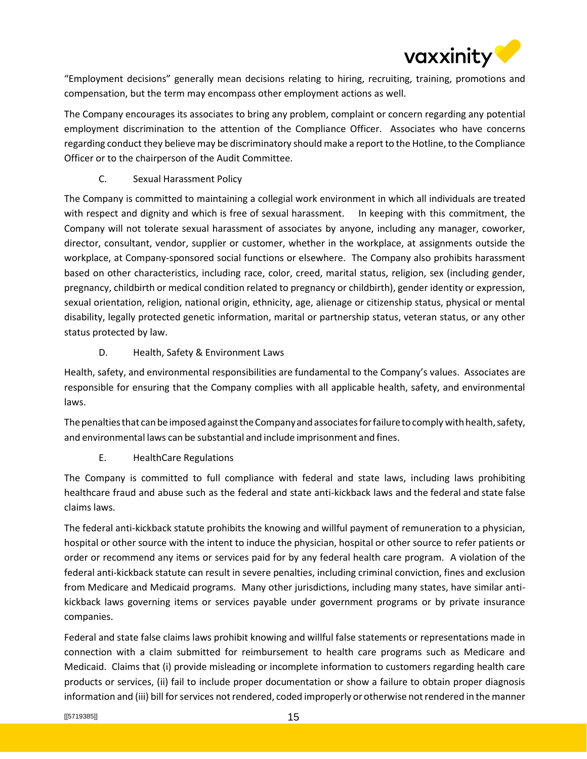"Employment decisions" generally mean decisions relating to hiring, recruiting, training, promotions and compensation, but the term may encompass other employment actions as well.

The Company encourages its associates to bring any problem, complaint or concern regarding any potential employment discrimination to the attention of the Compliance Officer. Associates who have concerns regarding conduct they believe may be discriminatory should make a report to the Hotline, to the Compliance Officer or to the chairperson of the Audit Committee.

### C. Sexual Harassment Policy

The Company is committed to maintaining a collegial work environment in which all individuals are treated with respect and dignity and which is free of sexual harassment. In keeping with this commitment, the Company will not tolerate sexual harassment of associates by anyone, including any manager, coworker, director, consultant, vendor, supplier or customer, whether in the workplace, at assignments outside the workplace, at Company-sponsored social functions or elsewhere. The Company also prohibits harassment based on other characteristics, including race, color, creed, marital status, religion, sex (including gender, pregnancy, childbirth or medical condition related to pregnancy or childbirth), gender identity or expression, sexual orientation, religion, national origin, ethnicity, age, alienage or citizenship status, physical or mental disability, legally protected genetic information, marital or partnership status, veteran status, or any other status protected by law.

### D. Health, Safety & Environment Laws

Health, safety, and environmental responsibilities are fundamental to the Company's values. Associates are responsible for ensuring that the Company complies with all applicable health, safety, and environmental laws.

The penalties that can be imposed against the Company and associates for failure to comply with health, safety, and environmental laws can be substantial and include imprisonment and fines.

### E. HealthCare Regulations

The Company is committed to full compliance with federal and state laws, including laws prohibiting healthcare fraud and abuse such as the federal and state anti-kickback laws and the federal and state false claims laws.

The federal anti-kickback statute prohibits the knowing and willful payment of remuneration to a physician, hospital or other source with the intent to induce the physician, hospital or other source to refer patients or order or recommend any items or services paid for by any federal health care program. A violation of the federal anti-kickback statute can result in severe penalties, including criminal conviction, fines and exclusion from Medicare and Medicaid programs. Many other jurisdictions, including many states, have similar anti-kickback laws governing items or services payable under government programs or by private insurance companies.

Federal and state false claims laws prohibit knowing and willful false statements or representations made in connection with a claim submitted for reimbursement to health care programs such as Medicare and Medicaid. Claims that (i) provide misleading or incomplete information to customers regarding health care products or services, (ii) fail to include proper documentation or show a failure to obtain proper diagnosis information and (iii) bill for services not rendered, coded improperly or otherwise not rendered in the manner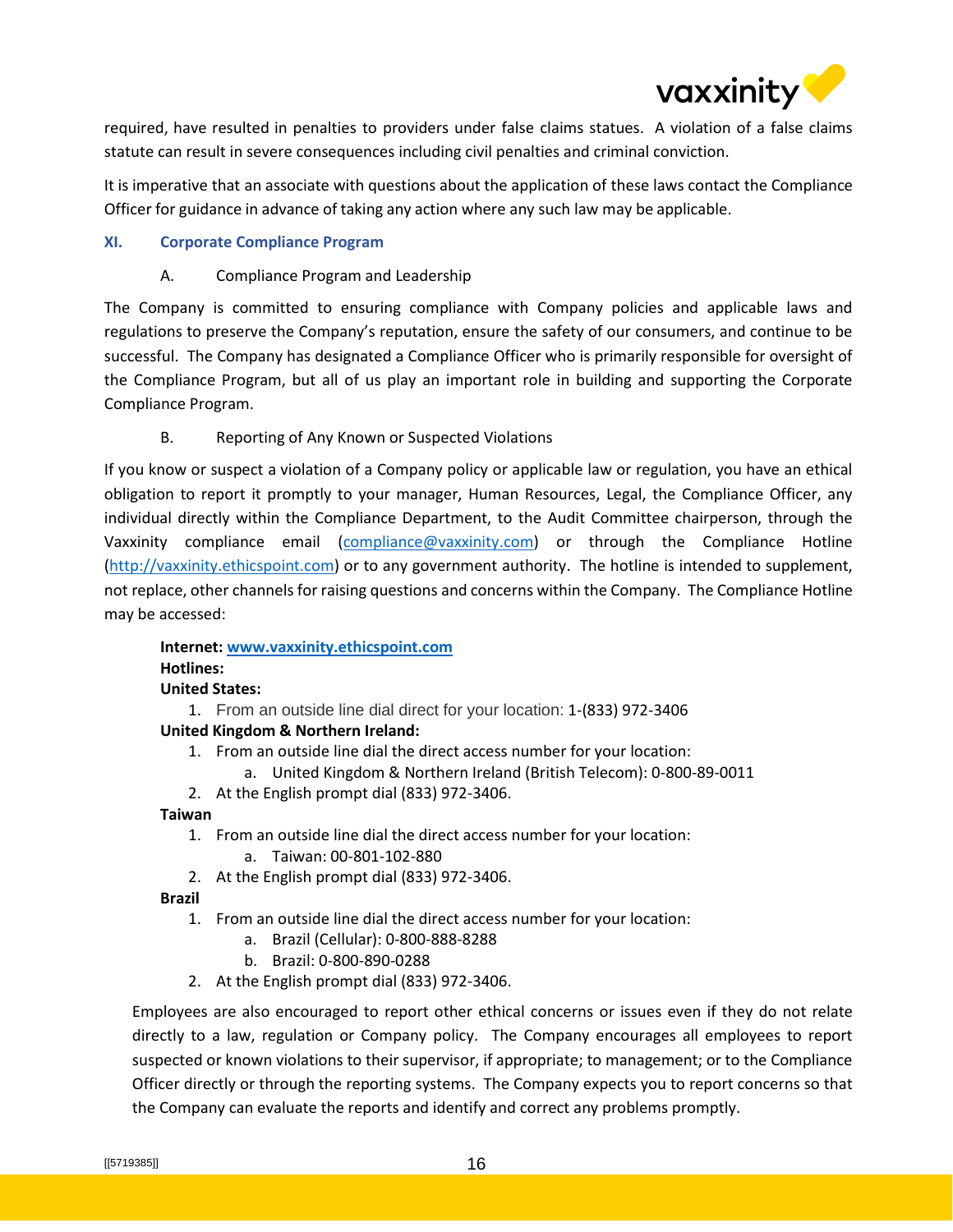required, have resulted in penalties to providers under false claims statues. A violation of a false claims statute can result in severe consequences including civil penalties and criminal conviction.

It is imperative that an associate with questions about the application of these laws contact the Compliance Officer for guidance in advance of taking any action where any such law may be applicable.

## XI. Corporate Compliance Program

### A. Compliance Program and Leadership

The Company is committed to ensuring compliance with Company policies and applicable laws and regulations to preserve the Company's reputation, ensure the safety of our consumers, and continue to be successful. The Company has designated a Compliance Officer who is primarily responsible for oversight of the Compliance Program, but all of us play an important role in building and supporting the Corporate Compliance Program.

### B. Reporting of Any Known or Suspected Violations

If you know or suspect a violation of a Company policy or applicable law or regulation, you have an ethical obligation to report it promptly to your manager, Human Resources, Legal, the Compliance Officer, any individual directly within the Compliance Department, to the Audit Committee chairperson, through the Vaxxinity compliance email (compliance@vaxxinity.com) or through the Compliance Hotline (http://vaxxinity.ethicspoint.com) or to any government authority. The hotline is intended to supplement, not replace, other channels for raising questions and concerns within the Company. The Compliance Hotline may be accessed:

**Internet: www.vaxxinity.ethicspoint.com**
**Hotlines:**
**United States:**

1. From an outside line dial direct for your location: 1-(833) 972-3406

**United Kingdom & Northern Ireland:**

1. From an outside line dial the direct access number for your location:
    a. United Kingdom & Northern Ireland (British Telecom): 0-800-89-0011
2. At the English prompt dial (833) 972-3406.

**Taiwan**

1. From an outside line dial the direct access number for your location:
    a. Taiwan: 00-801-102-880
2. At the English prompt dial (833) 972-3406.

**Brazil**

1. From an outside line dial the direct access number for your location:
    a. Brazil (Cellular): 0-800-888-8288
    b. Brazil: 0-800-890-0288
2. At the English prompt dial (833) 972-3406.

Employees are also encouraged to report other ethical concerns or issues even if they do not relate directly to a law, regulation or Company policy. The Company encourages all employees to report suspected or known violations to their supervisor, if appropriate; to management; or to the Compliance Officer directly or through the reporting systems. The Company expects you to report concerns so that the Company can evaluate the reports and identify and correct any problems promptly.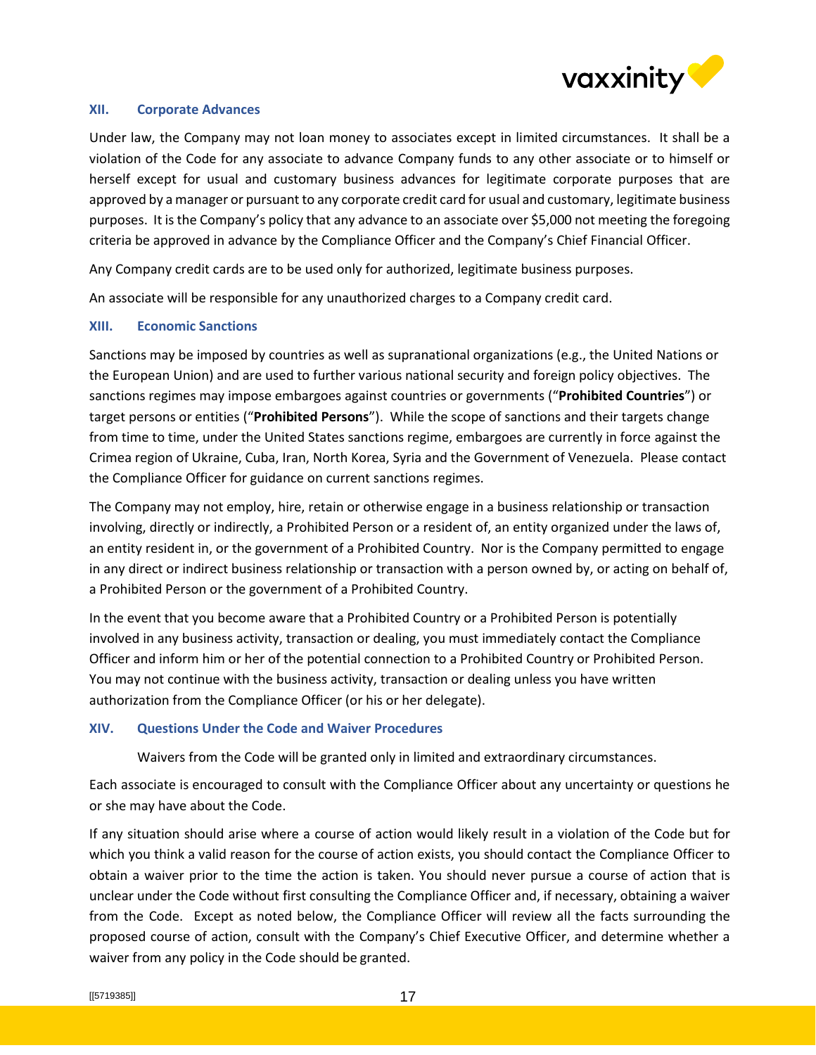## XII. Corporate Advances

Under law, the Company may not loan money to associates except in limited circumstances. It shall be a violation of the Code for any associate to advance Company funds to any other associate or to himself or herself except for usual and customary business advances for legitimate corporate purposes that are approved by a manager or pursuant to any corporate credit card for usual and customary, legitimate business purposes. It is the Company's policy that any advance to an associate over $5,000 not meeting the foregoing criteria be approved in advance by the Compliance Officer and the Company's Chief Financial Officer.

Any Company credit cards are to be used only for authorized, legitimate business purposes.

An associate will be responsible for any unauthorized charges to a Company credit card.

## XIII. Economic Sanctions

Sanctions may be imposed by countries as well as supranational organizations (e.g., the United Nations or the European Union) and are used to further various national security and foreign policy objectives. The sanctions regimes may impose embargoes against countries or governments ("**Prohibited Countries**") or target persons or entities ("**Prohibited Persons**"). While the scope of sanctions and their targets change from time to time, under the United States sanctions regime, embargoes are currently in force against the Crimea region of Ukraine, Cuba, Iran, North Korea, Syria and the Government of Venezuela. Please contact the Compliance Officer for guidance on current sanctions regimes.

The Company may not employ, hire, retain or otherwise engage in a business relationship or transaction involving, directly or indirectly, a Prohibited Person or a resident of, an entity organized under the laws of, an entity resident in, or the government of a Prohibited Country. Nor is the Company permitted to engage in any direct or indirect business relationship or transaction with a person owned by, or acting on behalf of, a Prohibited Person or the government of a Prohibited Country.

In the event that you become aware that a Prohibited Country or a Prohibited Person is potentially involved in any business activity, transaction or dealing, you must immediately contact the Compliance Officer and inform him or her of the potential connection to a Prohibited Country or Prohibited Person. You may not continue with the business activity, transaction or dealing unless you have written authorization from the Compliance Officer (or his or her delegate).

## XIV. Questions Under the Code and Waiver Procedures

Waivers from the Code will be granted only in limited and extraordinary circumstances.

Each associate is encouraged to consult with the Compliance Officer about any uncertainty or questions he or she may have about the Code.

If any situation should arise where a course of action would likely result in a violation of the Code but for which you think a valid reason for the course of action exists, you should contact the Compliance Officer to obtain a waiver prior to the time the action is taken. You should never pursue a course of action that is unclear under the Code without first consulting the Compliance Officer and, if necessary, obtaining a waiver from the Code. Except as noted below, the Compliance Officer will review all the facts surrounding the proposed course of action, consult with the Company's Chief Executive Officer, and determine whether a waiver from any policy in the Code should be granted.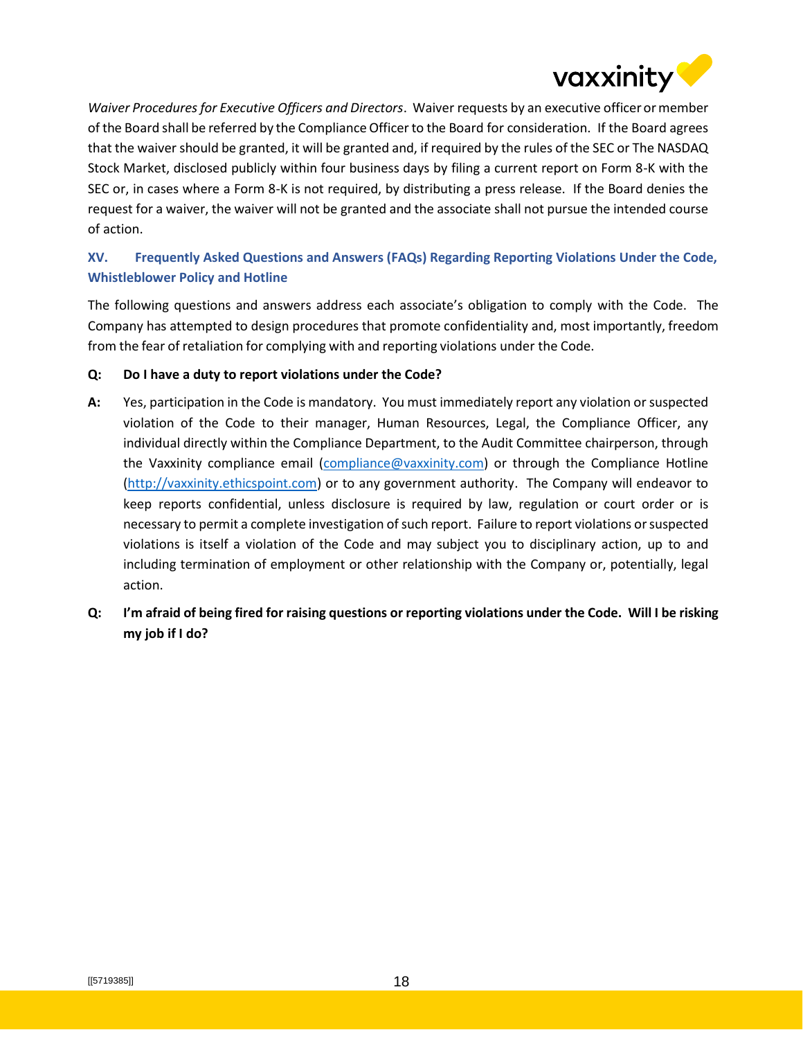*Waiver Procedures for Executive Officers and Directors*. Waiver requests by an executive officer or member of the Board shall be referred by the Compliance Officer to the Board for consideration. If the Board agrees that the waiver should be granted, it will be granted and, if required by the rules of the SEC or The NASDAQ Stock Market, disclosed publicly within four business days by filing a current report on Form 8-K with the SEC or, in cases where a Form 8-K is not required, by distributing a press release. If the Board denies the request for a waiver, the waiver will not be granted and the associate shall not pursue the intended course of action.

## XV. Frequently Asked Questions and Answers (FAQs) Regarding Reporting Violations Under the Code, Whistleblower Policy and Hotline

The following questions and answers address each associate's obligation to comply with the Code. The Company has attempted to design procedures that promote confidentiality and, most importantly, freedom from the fear of retaliation for complying with and reporting violations under the Code.

**Q: Do I have a duty to report violations under the Code?**

**A:** Yes, participation in the Code is mandatory. You must immediately report any violation or suspected violation of the Code to their manager, Human Resources, Legal, the Compliance Officer, any individual directly within the Compliance Department, to the Audit Committee chairperson, through the Vaxxinity compliance email (compliance@vaxxinity.com) or through the Compliance Hotline (http://vaxxinity.ethicspoint.com) or to any government authority. The Company will endeavor to keep reports confidential, unless disclosure is required by law, regulation or court order or is necessary to permit a complete investigation of such report. Failure to report violations or suspected violations is itself a violation of the Code and may subject you to disciplinary action, up to and including termination of employment or other relationship with the Company or, potentially, legal action.

**Q: I'm afraid of being fired for raising questions or reporting violations under the Code. Will I be risking my job if I do?**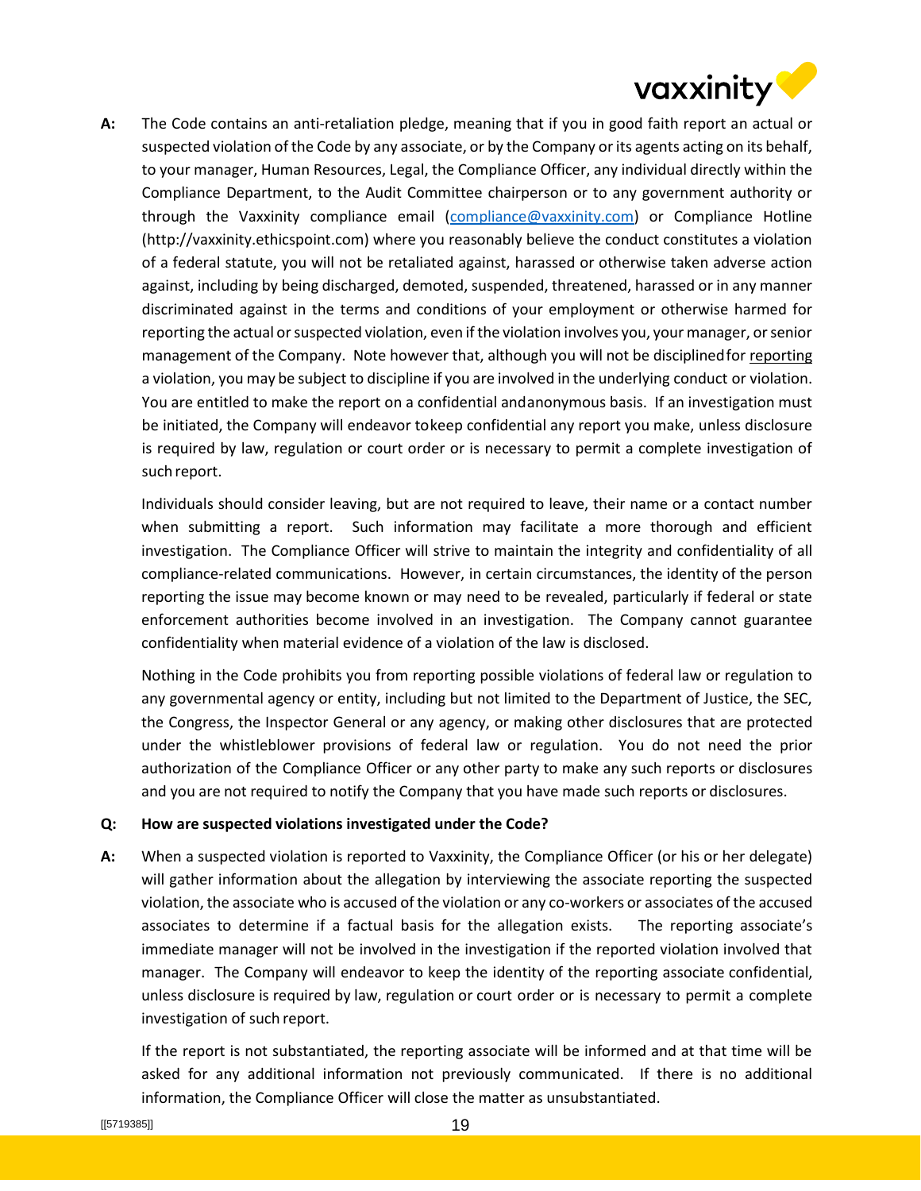**A:** The Code contains an anti-retaliation pledge, meaning that if you in good faith report an actual or suspected violation of the Code by any associate, or by the Company or its agents acting on its behalf, to your manager, Human Resources, Legal, the Compliance Officer, any individual directly within the Compliance Department, to the Audit Committee chairperson or to any government authority or through the Vaxxinity compliance email (compliance@vaxxinity.com) or Compliance Hotline (http://vaxxinity.ethicspoint.com) where you reasonably believe the conduct constitutes a violation of a federal statute, you will not be retaliated against, harassed or otherwise taken adverse action against, including by being discharged, demoted, suspended, threatened, harassed or in any manner discriminated against in the terms and conditions of your employment or otherwise harmed for reporting the actual or suspected violation, even if the violation involves you, your manager, or senior management of the Company. Note however that, although you will not be disciplined for reporting a violation, you may be subject to discipline if you are involved in the underlying conduct or violation. You are entitled to make the report on a confidential and anonymous basis. If an investigation must be initiated, the Company will endeavor to keep confidential any report you make, unless disclosure is required by law, regulation or court order or is necessary to permit a complete investigation of such report.

Individuals should consider leaving, but are not required to leave, their name or a contact number when submitting a report. Such information may facilitate a more thorough and efficient investigation. The Compliance Officer will strive to maintain the integrity and confidentiality of all compliance-related communications. However, in certain circumstances, the identity of the person reporting the issue may become known or may need to be revealed, particularly if federal or state enforcement authorities become involved in an investigation. The Company cannot guarantee confidentiality when material evidence of a violation of the law is disclosed.

Nothing in the Code prohibits you from reporting possible violations of federal law or regulation to any governmental agency or entity, including but not limited to the Department of Justice, the SEC, the Congress, the Inspector General or any agency, or making other disclosures that are protected under the whistleblower provisions of federal law or regulation. You do not need the prior authorization of the Compliance Officer or any other party to make any such reports or disclosures and you are not required to notify the Company that you have made such reports or disclosures.

**Q: How are suspected violations investigated under the Code?**

**A:** When a suspected violation is reported to Vaxxinity, the Compliance Officer (or his or her delegate) will gather information about the allegation by interviewing the associate reporting the suspected violation, the associate who is accused of the violation or any co-workers or associates of the accused associates to determine if a factual basis for the allegation exists. The reporting associate's immediate manager will not be involved in the investigation if the reported violation involved that manager. The Company will endeavor to keep the identity of the reporting associate confidential, unless disclosure is required by law, regulation or court order or is necessary to permit a complete investigation of such report.

If the report is not substantiated, the reporting associate will be informed and at that time will be asked for any additional information not previously communicated. If there is no additional information, the Compliance Officer will close the matter as unsubstantiated.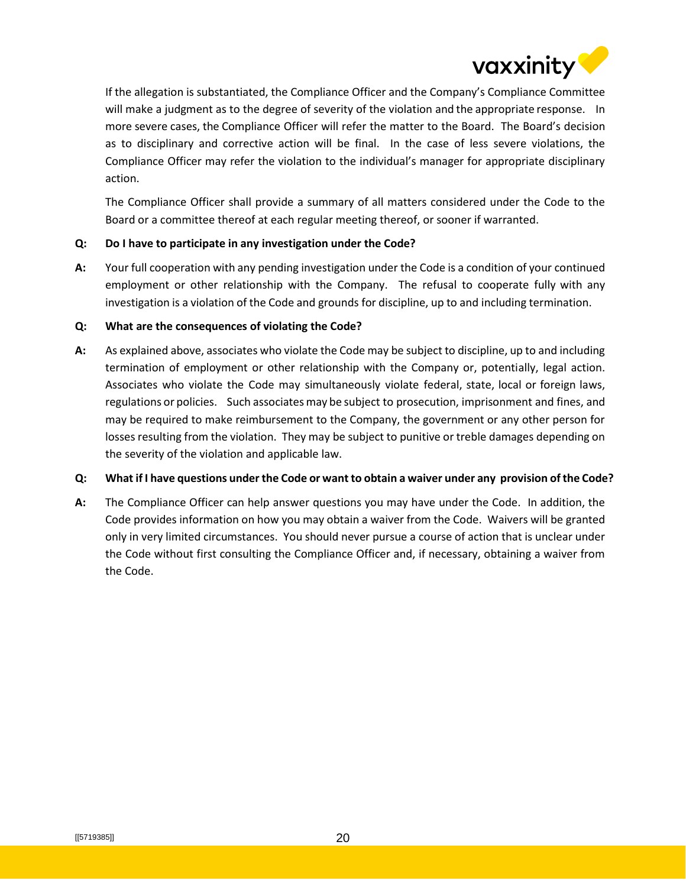If the allegation is substantiated, the Compliance Officer and the Company's Compliance Committee will make a judgment as to the degree of severity of the violation and the appropriate response. In more severe cases, the Compliance Officer will refer the matter to the Board. The Board's decision as to disciplinary and corrective action will be final. In the case of less severe violations, the Compliance Officer may refer the violation to the individual's manager for appropriate disciplinary action.

The Compliance Officer shall provide a summary of all matters considered under the Code to the Board or a committee thereof at each regular meeting thereof, or sooner if warranted.

**Q: Do I have to participate in any investigation under the Code?**

**A:** Your full cooperation with any pending investigation under the Code is a condition of your continued employment or other relationship with the Company. The refusal to cooperate fully with any investigation is a violation of the Code and grounds for discipline, up to and including termination.

**Q: What are the consequences of violating the Code?**

**A:** As explained above, associates who violate the Code may be subject to discipline, up to and including termination of employment or other relationship with the Company or, potentially, legal action. Associates who violate the Code may simultaneously violate federal, state, local or foreign laws, regulations or policies. Such associates may be subject to prosecution, imprisonment and fines, and may be required to make reimbursement to the Company, the government or any other person for losses resulting from the violation. They may be subject to punitive or treble damages depending on the severity of the violation and applicable law.

**Q: What if I have questions under the Code or want to obtain a waiver under any provision of the Code?**

**A:** The Compliance Officer can help answer questions you may have under the Code. In addition, the Code provides information on how you may obtain a waiver from the Code. Waivers will be granted only in very limited circumstances. You should never pursue a course of action that is unclear under the Code without first consulting the Compliance Officer and, if necessary, obtaining a waiver from the Code.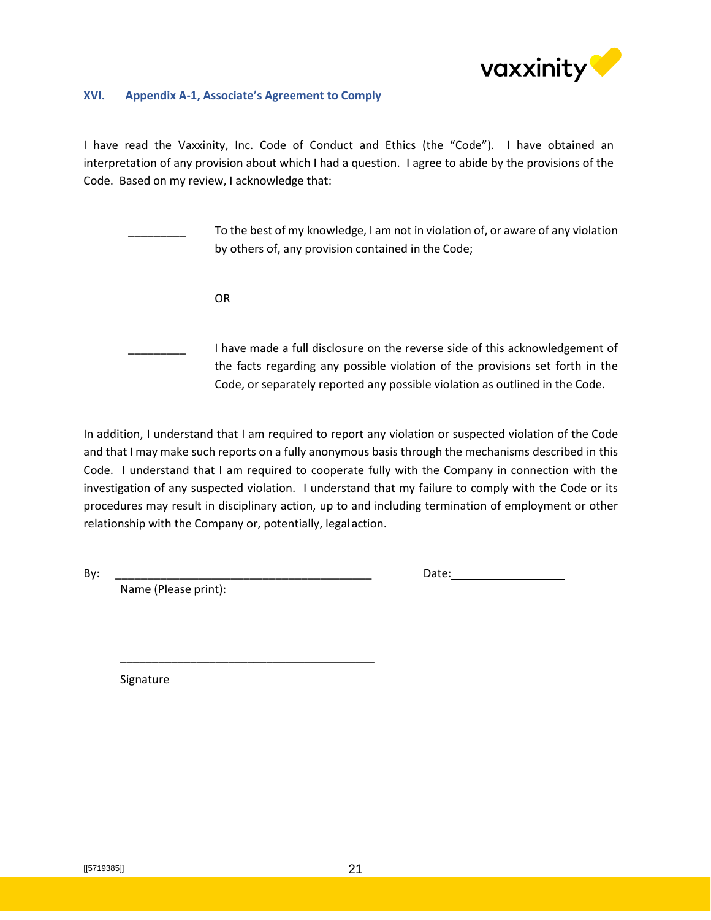## XVI. Appendix A-1, Associate's Agreement to Comply

I have read the Vaxxinity, Inc. Code of Conduct and Ethics (the "Code"). I have obtained an interpretation of any provision about which I had a question. I agree to abide by the provisions of the Code. Based on my review, I acknowledge that:

_________ To the best of my knowledge, I am not in violation of, or aware of any violation by others of, any provision contained in the Code;

OR

_________ I have made a full disclosure on the reverse side of this acknowledgement of the facts regarding any possible violation of the provisions set forth in the Code, or separately reported any possible violation as outlined in the Code.

In addition, I understand that I am required to report any violation or suspected violation of the Code and that I may make such reports on a fully anonymous basis through the mechanisms described in this Code. I understand that I am required to cooperate fully with the Company in connection with the investigation of any suspected violation. I understand that my failure to comply with the Code or its procedures may result in disciplinary action, up to and including termination of employment or other relationship with the Company or, potentially, legal action.

By: __________________________________________ Date: ___________________

Name (Please print):

__________________________________________

Signature

[[5719385]]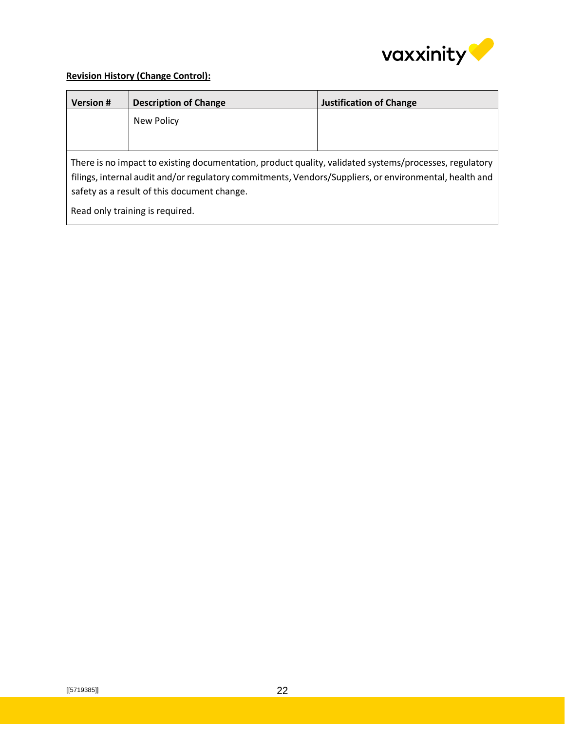**Revision History (Change Control):**

| Version # | Description of Change | Justification of Change |
|---|---|---|
| | New Policy | |
| There is no impact to existing documentation, product quality, validated systems/processes, regulatory filings, internal audit and/or regulatory commitments, Vendors/Suppliers, or environmental, health and safety as a result of this document change.<br><br>Read only training is required. | | |

[[5719385]]